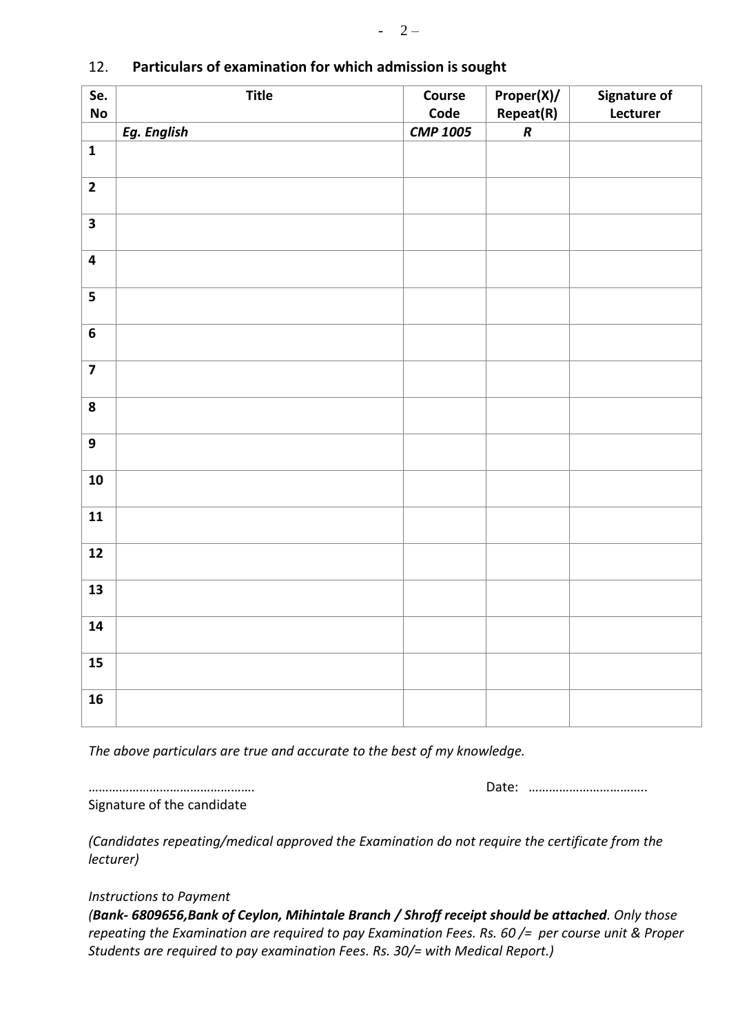12. **Particulars of examination for which admission is sought**

| Se. No | Title | Course Code | Proper(X)/ Repeat(R) | Signature of Lecturer |
|---|---|---|---|---|
| | ***Eg. English*** | ***CMP 1005*** | ***R*** | |
| **1** | | | | |
| **2** | | | | |
| **3** | | | | |
| **4** | | | | |
| **5** | | | | |
| **6** | | | | |
| **7** | | | | |
| **8** | | | | |
| **9** | | | | |
| **10** | | | | |
| **11** | | | | |
| **12** | | | | |
| **13** | | | | |
| **14** | | | | |
| **15** | | | | |
| **16** | | | | |

*The above particulars are true and accurate to the best of my knowledge.*

…………………………………………. Date: ……………………………..

Signature of the candidate

*(Candidates repeating/medical approved the Examination do not require the certificate from the lecturer)*

*Instructions to Payment*

*(**Bank- 6809656,Bank of Ceylon, Mihintale Branch / Shroff receipt should be attached**. Only those repeating the Examination are required to pay Examination Fees. Rs. 60 /= per course unit & Proper Students are required to pay examination Fees. Rs. 30/= with Medical Report.)*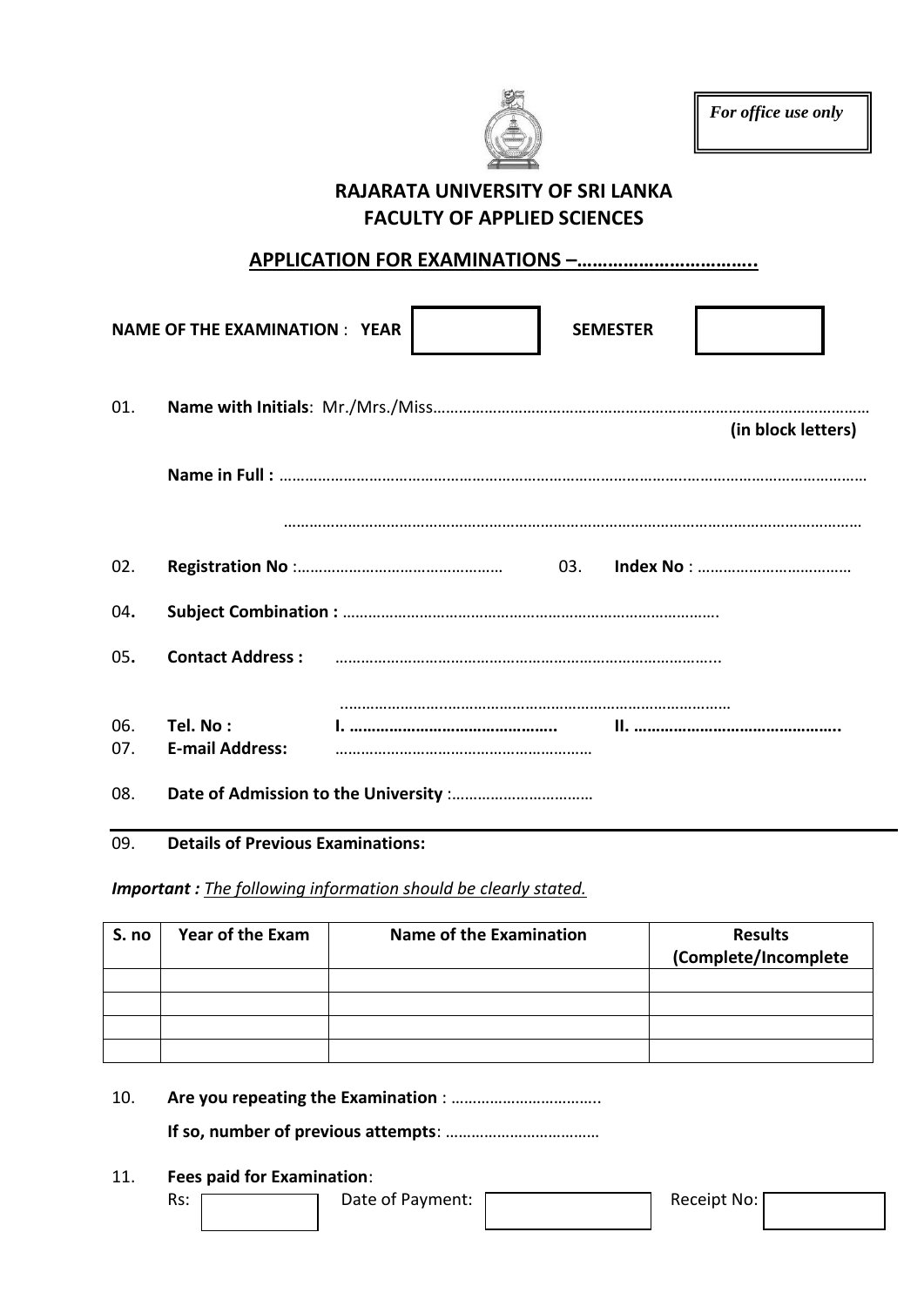For office use only

# RAJARATA UNIVERSITY OF SRI LANKA
## FACULTY OF APPLIED SCIENCES

### APPLICATION FOR EXAMINATIONS –……………………………..

**NAME OF THE EXAMINATION** : **YEAR** [ ] **SEMESTER** [ ]

01. **Name with Initials**: Mr./Mrs./Miss…………………………………………………………………………………………
**(in block letters)**

**Name in Full :** …………………………………………………………………………………………………………………………

…………………………………………………………………………………………………………………………

02. **Registration No** :………………………………………… 03. **Index No** : ………………………………

04. **Subject Combination :** ………………………………………………………………………….

05. **Contact Address :** ……………………………………………………………………………...

……………………………………………………………………………

06. **Tel. No :** **I. ……………………………………….. II. ………………………………………..**

07. **E-mail Address:** ……………………………………………………

08. **Date of Admission to the University** :……………………………

09. **Details of Previous Examinations:**

***Important :*** *The following information should be clearly stated.*

| S. no | Year of the Exam | Name of the Examination | Results (Complete/Incomplete |
|---|---|---|---|
| | | | |
| | | | |
| | | | |
| | | | |

10. **Are you repeating the Examination** : ……………………………..

**If so, number of previous attempts**: ………………………………

11. **Fees paid for Examination**:

Rs: [ ] Date of Payment: [ ] Receipt No: [ ]